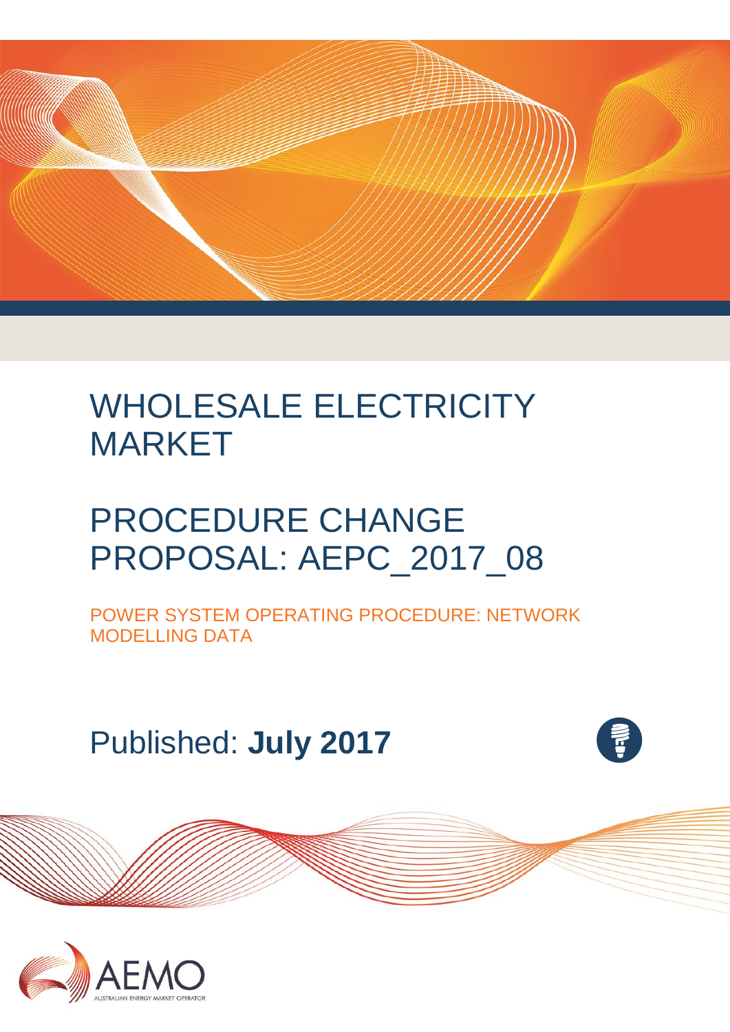# WHOLESALE ELECTRICITY MARKET

# PROCEDURE CHANGE PROPOSAL: AEPC_2017_08

## POWER SYSTEM OPERATING PROCEDURE: NETWORK MODELLING DATA

Published: **July 2017**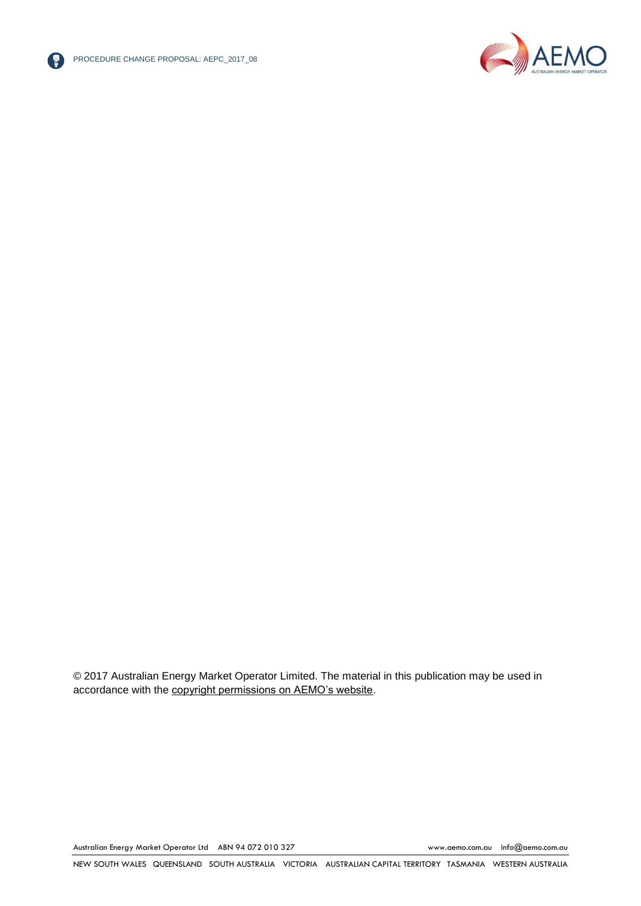© 2017 Australian Energy Market Operator Limited. The material in this publication may be used in accordance with the [copyright permissions on AEMO's website](#).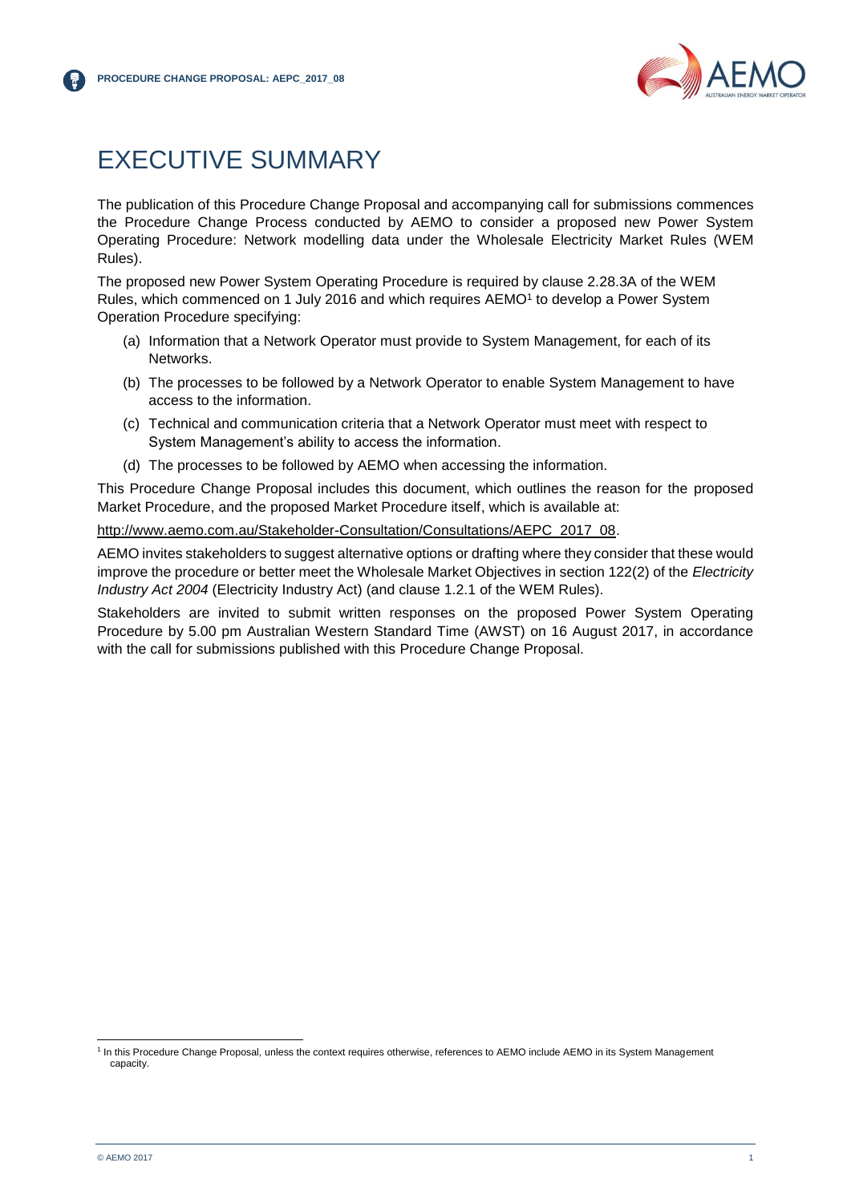# EXECUTIVE SUMMARY

The publication of this Procedure Change Proposal and accompanying call for submissions commences the Procedure Change Process conducted by AEMO to consider a proposed new Power System Operating Procedure: Network modelling data under the Wholesale Electricity Market Rules (WEM Rules).

The proposed new Power System Operating Procedure is required by clause 2.28.3A of the WEM Rules, which commenced on 1 July 2016 and which requires AEMO[1] to develop a Power System Operation Procedure specifying:

(a) Information that a Network Operator must provide to System Management, for each of its Networks.

(b) The processes to be followed by a Network Operator to enable System Management to have access to the information.

(c) Technical and communication criteria that a Network Operator must meet with respect to System Management's ability to access the information.

(d) The processes to be followed by AEMO when accessing the information.

This Procedure Change Proposal includes this document, which outlines the reason for the proposed Market Procedure, and the proposed Market Procedure itself, which is available at:

http://www.aemo.com.au/Stakeholder-Consultation/Consultations/AEPC_2017_08.

AEMO invites stakeholders to suggest alternative options or drafting where they consider that these would improve the procedure or better meet the Wholesale Market Objectives in section 122(2) of the *Electricity Industry Act 2004* (Electricity Industry Act) (and clause 1.2.1 of the WEM Rules).

Stakeholders are invited to submit written responses on the proposed Power System Operating Procedure by 5.00 pm Australian Western Standard Time (AWST) on 16 August 2017, in accordance with the call for submissions published with this Procedure Change Proposal.

[1] In this Procedure Change Proposal, unless the context requires otherwise, references to AEMO include AEMO in its System Management capacity.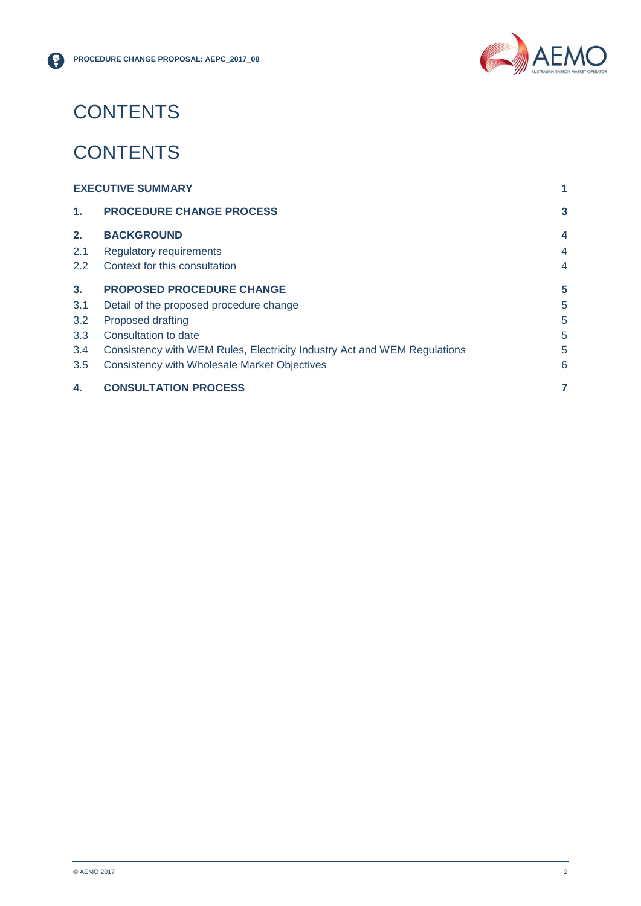# CONTENTS

# CONTENTS

| | | |
|---|---|---|
| **EXECUTIVE SUMMARY** | | **1** |
| **1.** | **PROCEDURE CHANGE PROCESS** | **3** |
| **2.** | **BACKGROUND** | **4** |
| 2.1 | Regulatory requirements | 4 |
| 2.2 | Context for this consultation | 4 |
| **3.** | **PROPOSED PROCEDURE CHANGE** | **5** |
| 3.1 | Detail of the proposed procedure change | 5 |
| 3.2 | Proposed drafting | 5 |
| 3.3 | Consultation to date | 5 |
| 3.4 | Consistency with WEM Rules, Electricity Industry Act and WEM Regulations | 5 |
| 3.5 | Consistency with Wholesale Market Objectives | 6 |
| **4.** | **CONSULTATION PROCESS** | **7** |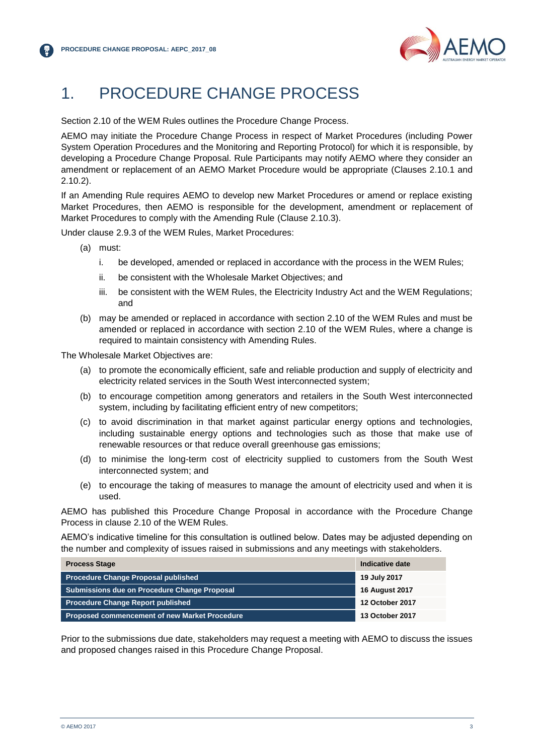# 1. PROCEDURE CHANGE PROCESS

Section 2.10 of the WEM Rules outlines the Procedure Change Process.

AEMO may initiate the Procedure Change Process in respect of Market Procedures (including Power System Operation Procedures and the Monitoring and Reporting Protocol) for which it is responsible, by developing a Procedure Change Proposal. Rule Participants may notify AEMO where they consider an amendment or replacement of an AEMO Market Procedure would be appropriate (Clauses 2.10.1 and 2.10.2).

If an Amending Rule requires AEMO to develop new Market Procedures or amend or replace existing Market Procedures, then AEMO is responsible for the development, amendment or replacement of Market Procedures to comply with the Amending Rule (Clause 2.10.3).

Under clause 2.9.3 of the WEM Rules, Market Procedures:

(a) must:

  i. be developed, amended or replaced in accordance with the process in the WEM Rules;

  ii. be consistent with the Wholesale Market Objectives; and

  iii. be consistent with the WEM Rules, the Electricity Industry Act and the WEM Regulations; and

(b) may be amended or replaced in accordance with section 2.10 of the WEM Rules and must be amended or replaced in accordance with section 2.10 of the WEM Rules, where a change is required to maintain consistency with Amending Rules.

The Wholesale Market Objectives are:

(a) to promote the economically efficient, safe and reliable production and supply of electricity and electricity related services in the South West interconnected system;

(b) to encourage competition among generators and retailers in the South West interconnected system, including by facilitating efficient entry of new competitors;

(c) to avoid discrimination in that market against particular energy options and technologies, including sustainable energy options and technologies such as those that make use of renewable resources or that reduce overall greenhouse gas emissions;

(d) to minimise the long-term cost of electricity supplied to customers from the South West interconnected system; and

(e) to encourage the taking of measures to manage the amount of electricity used and when it is used.

AEMO has published this Procedure Change Proposal in accordance with the Procedure Change Process in clause 2.10 of the WEM Rules.

AEMO's indicative timeline for this consultation is outlined below. Dates may be adjusted depending on the number and complexity of issues raised in submissions and any meetings with stakeholders.

| Process Stage | Indicative date |
|---|---|
| **Procedure Change Proposal published** | **19 July 2017** |
| **Submissions due on Procedure Change Proposal** | **16 August 2017** |
| **Procedure Change Report published** | **12 October 2017** |
| **Proposed commencement of new Market Procedure** | **13 October 2017** |

Prior to the submissions due date, stakeholders may request a meeting with AEMO to discuss the issues and proposed changes raised in this Procedure Change Proposal.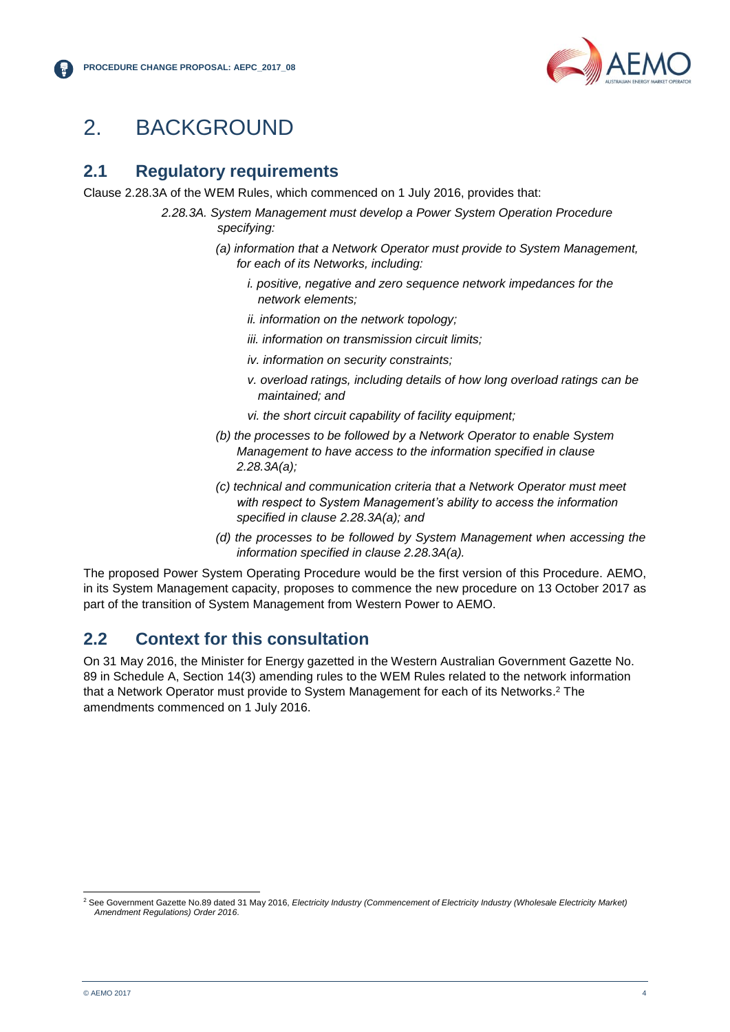# 2. BACKGROUND

## 2.1 Regulatory requirements

Clause 2.28.3A of the WEM Rules, which commenced on 1 July 2016, provides that:

> *2.28.3A. System Management must develop a Power System Operation Procedure specifying:*
>
> *(a) information that a Network Operator must provide to System Management, for each of its Networks, including:*
>
> *i. positive, negative and zero sequence network impedances for the network elements;*
>
> *ii. information on the network topology;*
>
> *iii. information on transmission circuit limits;*
>
> *iv. information on security constraints;*
>
> *v. overload ratings, including details of how long overload ratings can be maintained; and*
>
> *vi. the short circuit capability of facility equipment;*
>
> *(b) the processes to be followed by a Network Operator to enable System Management to have access to the information specified in clause 2.28.3A(a);*
>
> *(c) technical and communication criteria that a Network Operator must meet with respect to System Management's ability to access the information specified in clause 2.28.3A(a); and*
>
> *(d) the processes to be followed by System Management when accessing the information specified in clause 2.28.3A(a).*

The proposed Power System Operating Procedure would be the first version of this Procedure. AEMO, in its System Management capacity, proposes to commence the new procedure on 13 October 2017 as part of the transition of System Management from Western Power to AEMO.

## 2.2 Context for this consultation

On 31 May 2016, the Minister for Energy gazetted in the Western Australian Government Gazette No. 89 in Schedule A, Section 14(3) amending rules to the WEM Rules related to the network information that a Network Operator must provide to System Management for each of its Networks.[2] The amendments commenced on 1 July 2016.

[2] See Government Gazette No.89 dated 31 May 2016, *Electricity Industry (Commencement of Electricity Industry (Wholesale Electricity Market) Amendment Regulations) Order 2016*.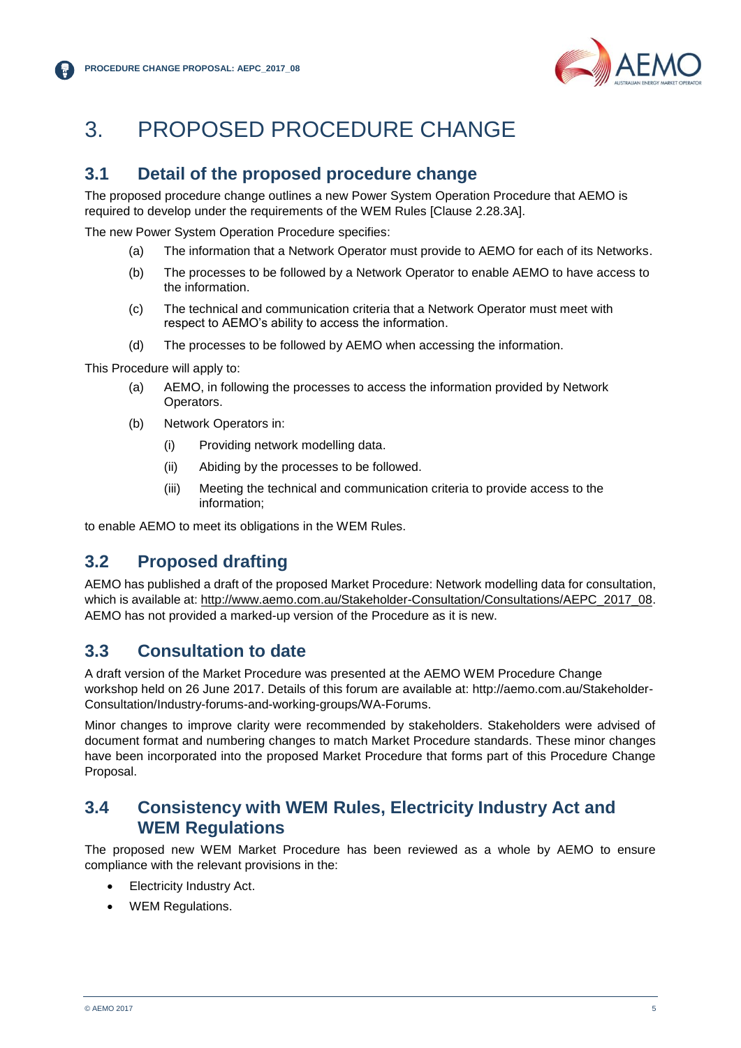# 3. PROPOSED PROCEDURE CHANGE

## 3.1 Detail of the proposed procedure change

The proposed procedure change outlines a new Power System Operation Procedure that AEMO is required to develop under the requirements of the WEM Rules [Clause 2.28.3A].

The new Power System Operation Procedure specifies:

(a) The information that a Network Operator must provide to AEMO for each of its Networks.

(b) The processes to be followed by a Network Operator to enable AEMO to have access to the information.

(c) The technical and communication criteria that a Network Operator must meet with respect to AEMO's ability to access the information.

(d) The processes to be followed by AEMO when accessing the information.

This Procedure will apply to:

(a) AEMO, in following the processes to access the information provided by Network Operators.

(b) Network Operators in:

  (i) Providing network modelling data.

  (ii) Abiding by the processes to be followed.

  (iii) Meeting the technical and communication criteria to provide access to the information;

to enable AEMO to meet its obligations in the WEM Rules.

## 3.2 Proposed drafting

AEMO has published a draft of the proposed Market Procedure: Network modelling data for consultation, which is available at: http://www.aemo.com.au/Stakeholder-Consultation/Consultations/AEPC_2017_08. AEMO has not provided a marked-up version of the Procedure as it is new.

## 3.3 Consultation to date

A draft version of the Market Procedure was presented at the AEMO WEM Procedure Change workshop held on 26 June 2017. Details of this forum are available at: http://aemo.com.au/Stakeholder-Consultation/Industry-forums-and-working-groups/WA-Forums.

Minor changes to improve clarity were recommended by stakeholders. Stakeholders were advised of document format and numbering changes to match Market Procedure standards. These minor changes have been incorporated into the proposed Market Procedure that forms part of this Procedure Change Proposal.

## 3.4 Consistency with WEM Rules, Electricity Industry Act and WEM Regulations

The proposed new WEM Market Procedure has been reviewed as a whole by AEMO to ensure compliance with the relevant provisions in the:

- Electricity Industry Act.
- WEM Regulations.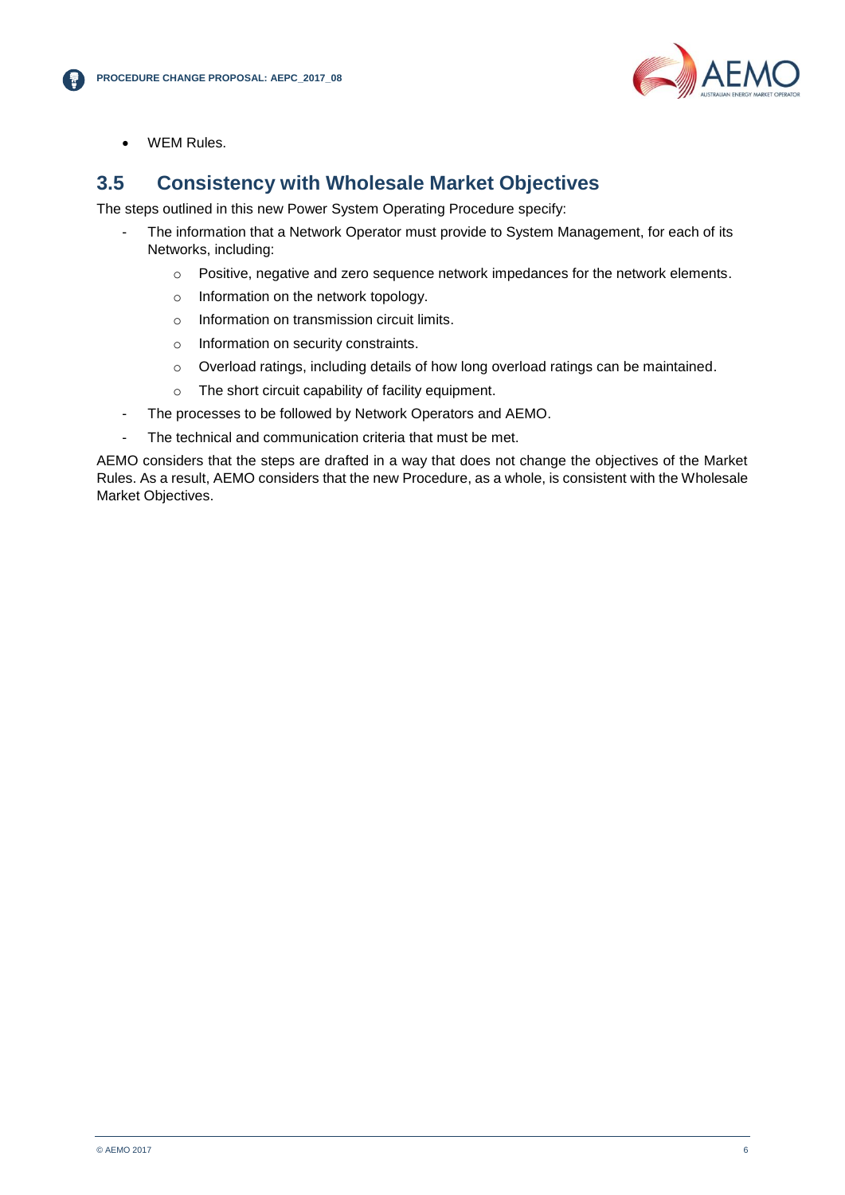- WEM Rules.

## 3.5 Consistency with Wholesale Market Objectives

The steps outlined in this new Power System Operating Procedure specify:

- The information that a Network Operator must provide to System Management, for each of its Networks, including:
  - Positive, negative and zero sequence network impedances for the network elements.
  - Information on the network topology.
  - Information on transmission circuit limits.
  - Information on security constraints.
  - Overload ratings, including details of how long overload ratings can be maintained.
  - The short circuit capability of facility equipment.
- The processes to be followed by Network Operators and AEMO.
- The technical and communication criteria that must be met.

AEMO considers that the steps are drafted in a way that does not change the objectives of the Market Rules. As a result, AEMO considers that the new Procedure, as a whole, is consistent with the Wholesale Market Objectives.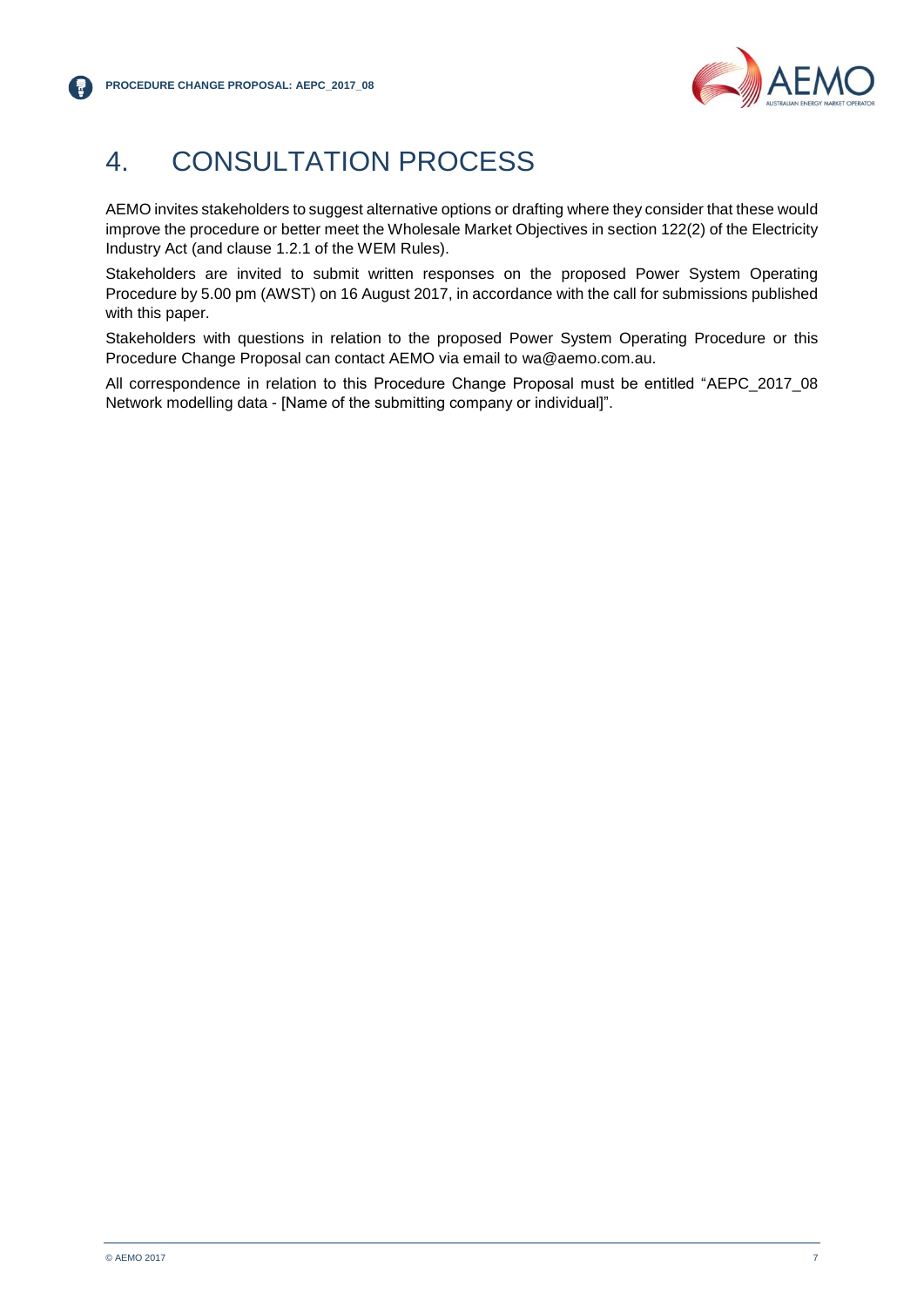# 4. CONSULTATION PROCESS

AEMO invites stakeholders to suggest alternative options or drafting where they consider that these would improve the procedure or better meet the Wholesale Market Objectives in section 122(2) of the Electricity Industry Act (and clause 1.2.1 of the WEM Rules).

Stakeholders are invited to submit written responses on the proposed Power System Operating Procedure by 5.00 pm (AWST) on 16 August 2017, in accordance with the call for submissions published with this paper.

Stakeholders with questions in relation to the proposed Power System Operating Procedure or this Procedure Change Proposal can contact AEMO via email to wa@aemo.com.au.

All correspondence in relation to this Procedure Change Proposal must be entitled "AEPC_2017_08 Network modelling data - [Name of the submitting company or individual]".